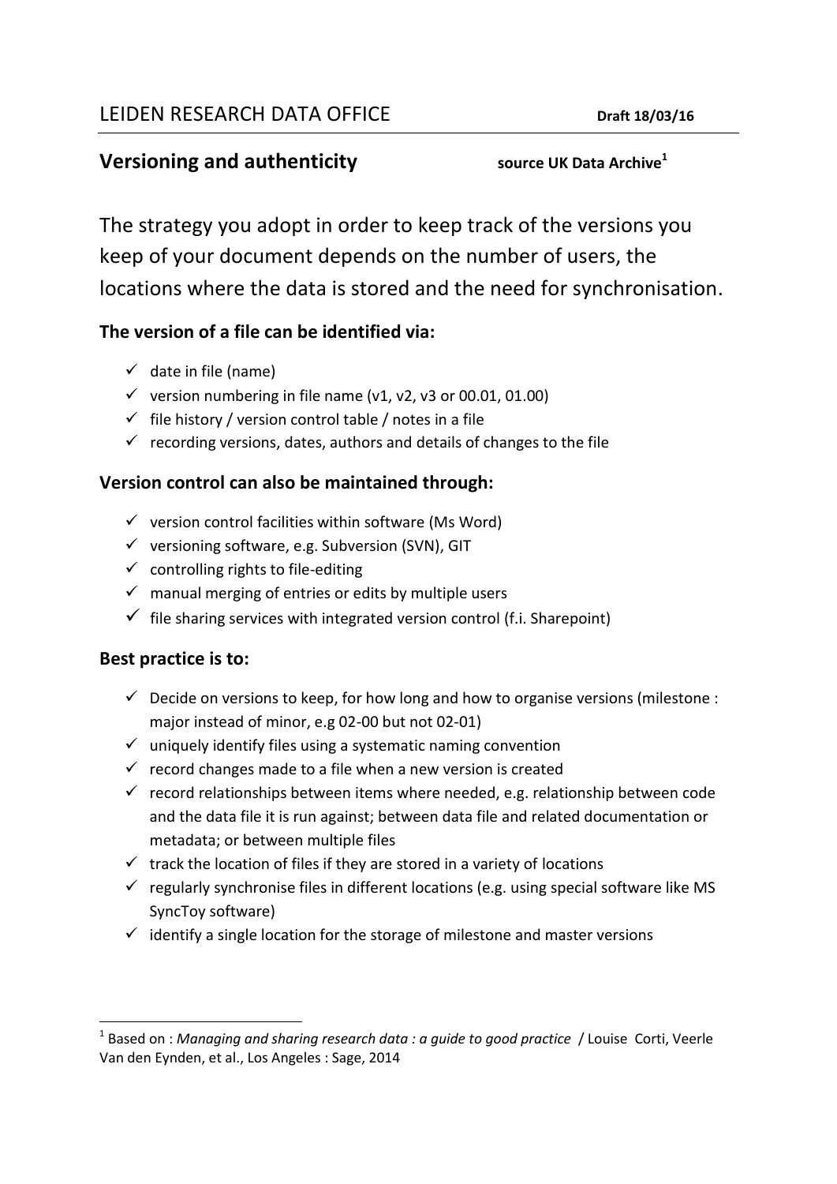LEIDEN RESEARCH DATA OFFICE **Draft 18/03/16**

## Versioning and authenticity

**source UK Data Archive[1]**

The strategy you adopt in order to keep track of the versions you keep of your document depends on the number of users, the locations where the data is stored and the need for synchronisation.

### The version of a file can be identified via:

- ✓ date in file (name)
- ✓ version numbering in file name (v1, v2, v3 or 00.01, 01.00)
- ✓ file history / version control table / notes in a file
- ✓ recording versions, dates, authors and details of changes to the file

### Version control can also be maintained through:

- ✓ version control facilities within software (Ms Word)
- ✓ versioning software, e.g. Subversion (SVN), GIT
- ✓ controlling rights to file-editing
- ✓ manual merging of entries or edits by multiple users
- ✓ file sharing services with integrated version control (f.i. Sharepoint)

### Best practice is to:

- ✓ Decide on versions to keep, for how long and how to organise versions (milestone : major instead of minor, e.g 02-00 but not 02-01)
- ✓ uniquely identify files using a systematic naming convention
- ✓ record changes made to a file when a new version is created
- ✓ record relationships between items where needed, e.g. relationship between code and the data file it is run against; between data file and related documentation or metadata; or between multiple files
- ✓ track the location of files if they are stored in a variety of locations
- ✓ regularly synchronise files in different locations (e.g. using special software like MS SyncToy software)
- ✓ identify a single location for the storage of milestone and master versions

---

[1] Based on : *Managing and sharing research data : a guide to good practice* / Louise Corti, Veerle Van den Eynden, et al., Los Angeles : Sage, 2014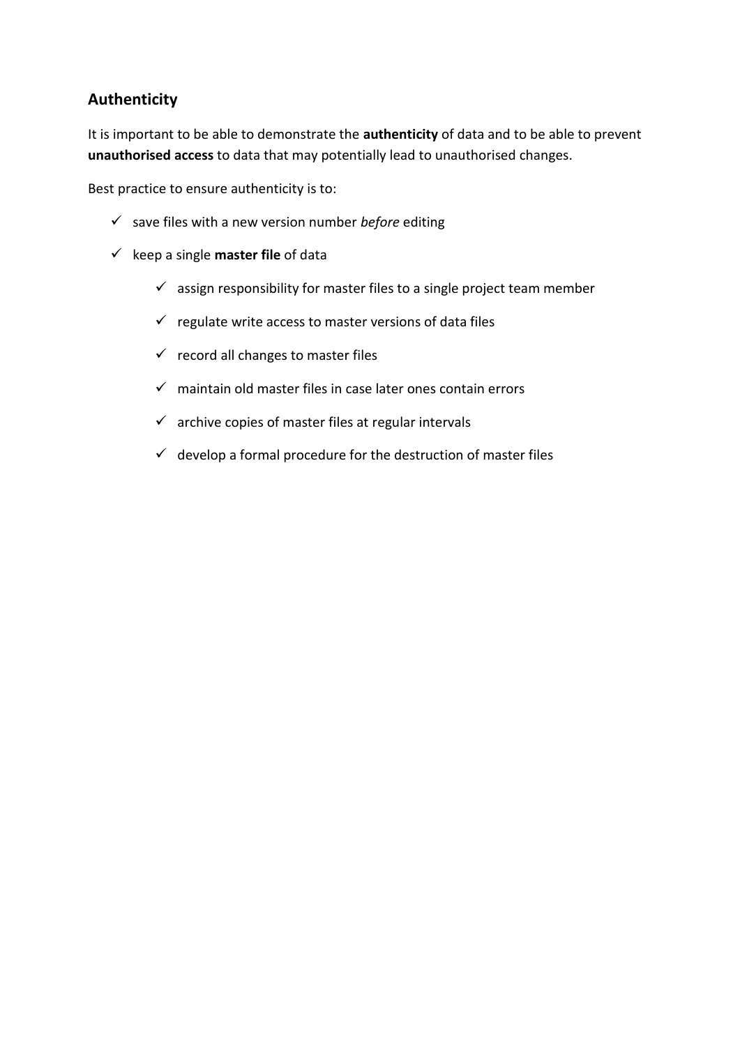## Authenticity

It is important to be able to demonstrate the **authenticity** of data and to be able to prevent **unauthorised access** to data that may potentially lead to unauthorised changes.

Best practice to ensure authenticity is to:

- ✓ save files with a new version number *before* editing
- ✓ keep a single **master file** of data
    - ✓ assign responsibility for master files to a single project team member
    - ✓ regulate write access to master versions of data files
    - ✓ record all changes to master files
    - ✓ maintain old master files in case later ones contain errors
    - ✓ archive copies of master files at regular intervals
    - ✓ develop a formal procedure for the destruction of master files